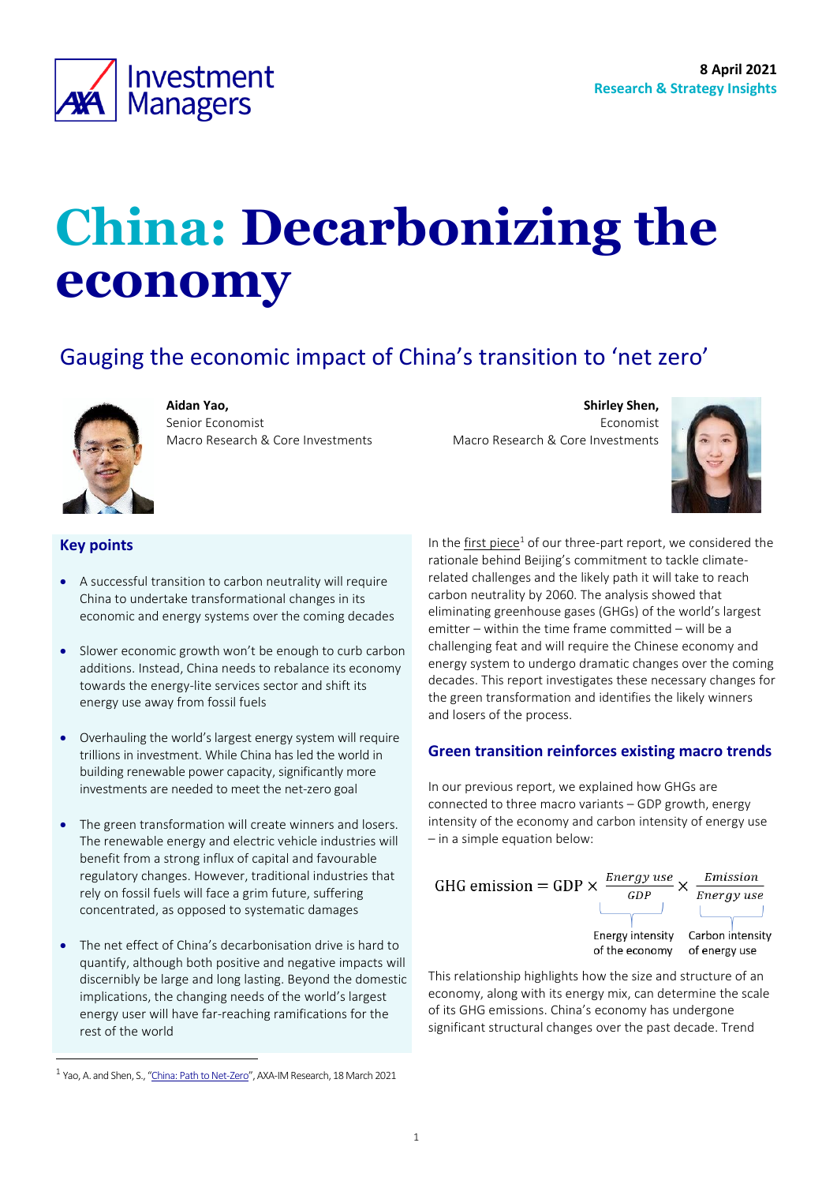8 April 2021

Research & Strategy Insights

# China: Decarbonizing the economy

## Gauging the economic impact of China's transition to 'net zero'

**Aidan Yao,**
Senior Economist
Macro Research & Core Investments

**Shirley Shen,**
Economist
Macro Research & Core Investments

### Key points

- A successful transition to carbon neutrality will require China to undertake transformational changes in its economic and energy systems over the coming decades
- Slower economic growth won't be enough to curb carbon additions. Instead, China needs to rebalance its economy towards the energy-lite services sector and shift its energy use away from fossil fuels
- Overhauling the world's largest energy system will require trillions in investment. While China has led the world in building renewable power capacity, significantly more investments are needed to meet the net-zero goal
- The green transformation will create winners and losers. The renewable energy and electric vehicle industries will benefit from a strong influx of capital and favourable regulatory changes. However, traditional industries that rely on fossil fuels will face a grim future, suffering concentrated, as opposed to systematic damages
- The net effect of China's decarbonisation drive is hard to quantify, although both positive and negative impacts will discernibly be large and long lasting. Beyond the domestic implications, the changing needs of the world's largest energy user will have far-reaching ramifications for the rest of the world

In the first piece[1] of our three-part report, we considered the rationale behind Beijing's commitment to tackle climate-related challenges and the likely path it will take to reach carbon neutrality by 2060. The analysis showed that eliminating greenhouse gases (GHGs) of the world's largest emitter – within the time frame committed – will be a challenging feat and will require the Chinese economy and energy system to undergo dramatic changes over the coming decades. This report investigates these necessary changes for the green transformation and identifies the likely winners and losers of the process.

### Green transition reinforces existing macro trends

In our previous report, we explained how GHGs are connected to three macro variants – GDP growth, energy intensity of the economy and carbon intensity of energy use – in a simple equation below:

$$\text{GHG emission} = \text{GDP} \times \underbrace{\frac{\textit{Energy use}}{\textit{GDP}}}_{\text{Energy intensity of the economy}} \times \underbrace{\frac{\textit{Emission}}{\textit{Energy use}}}_{\text{Carbon intensity of energy use}}$$

This relationship highlights how the size and structure of an economy, along with its energy mix, can determine the scale of its GHG emissions. China's economy has undergone significant structural changes over the past decade. Trend

[1] Yao, A. and Shen, S., "China: Path to Net-Zero", AXA-IM Research, 18 March 2021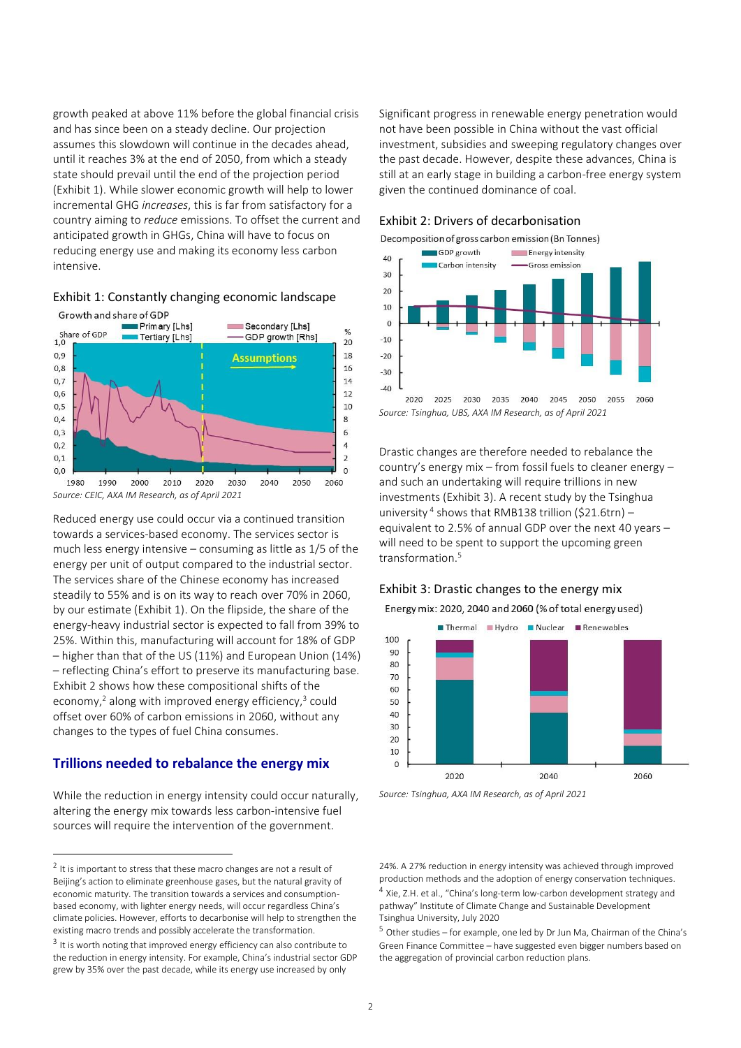growth peaked at above 11% before the global financial crisis and has since been on a steady decline. Our projection assumes this slowdown will continue in the decades ahead, until it reaches 3% at the end of 2050, from which a steady state should prevail until the end of the projection period (Exhibit 1). While slower economic growth will help to lower incremental GHG *increases*, this is far from satisfactory for a country aiming to *reduce* emissions. To offset the current and anticipated growth in GHGs, China will have to focus on reducing energy use and making its economy less carbon intensive.

### Exhibit 1: Constantly changing economic landscape

Growth and share of GDP

*Source: CEIC, AXA IM Research, as of April 2021*

Reduced energy use could occur via a continued transition towards a services-based economy. The services sector is much less energy intensive – consuming as little as 1/5 of the energy per unit of output compared to the industrial sector. The services share of the Chinese economy has increased steadily to 55% and is on its way to reach over 70% in 2060, by our estimate (Exhibit 1). On the flipside, the share of the energy-heavy industrial sector is expected to fall from 39% to 25%. Within this, manufacturing will account for 18% of GDP – higher than that of the US (11%) and European Union (14%) – reflecting China's effort to preserve its manufacturing base. Exhibit 2 shows how these compositional shifts of the economy,[2] along with improved energy efficiency,[3] could offset over 60% of carbon emissions in 2060, without any changes to the types of fuel China consumes.

## Trillions needed to rebalance the energy mix

While the reduction in energy intensity could occur naturally, altering the energy mix towards less carbon-intensive fuel sources will require the intervention of the government. Significant progress in renewable energy penetration would not have been possible in China without the vast official investment, subsidies and sweeping regulatory changes over the past decade. However, despite these advances, China is still at an early stage in building a carbon-free energy system given the continued dominance of coal.

### Exhibit 2: Drivers of decarbonisation

Decomposition of gross carbon emission (Bn Tonnes)

*Source: Tsinghua, UBS, AXA IM Research, as of April 2021*

Drastic changes are therefore needed to rebalance the country's energy mix – from fossil fuels to cleaner energy – and such an undertaking will require trillions in new investments (Exhibit 3). A recent study by the Tsinghua university[4] shows that RMB138 trillion ($21.6trn) – equivalent to 2.5% of annual GDP over the next 40 years – will need to be spent to support the upcoming green transformation.[5]

### Exhibit 3: Drastic changes to the energy mix

Energy mix: 2020, 2040 and 2060 (% of total energy used)

*Source: Tsinghua, AXA IM Research, as of April 2021*

---

[2] It is important to stress that these macro changes are not a result of Beijing's action to eliminate greenhouse gases, but the natural gravity of economic maturity. The transition towards a services and consumption-based economy, with lighter energy needs, will occur regardless China's climate policies. However, efforts to decarbonise will help to strengthen the existing macro trends and possibly accelerate the transformation.

[3] It is worth noting that improved energy efficiency can also contribute to the reduction in energy intensity. For example, China's industrial sector GDP grew by 35% over the past decade, while its energy use increased by only 24%. A 27% reduction in energy intensity was achieved through improved production methods and the adoption of energy conservation techniques.

[4] Xie, Z.H. et al., "China's long-term low-carbon development strategy and pathway" Institute of Climate Change and Sustainable Development Tsinghua University, July 2020

[5] Other studies – for example, one led by Dr Jun Ma, Chairman of the China's Green Finance Committee – have suggested even bigger numbers based on the aggregation of provincial carbon reduction plans.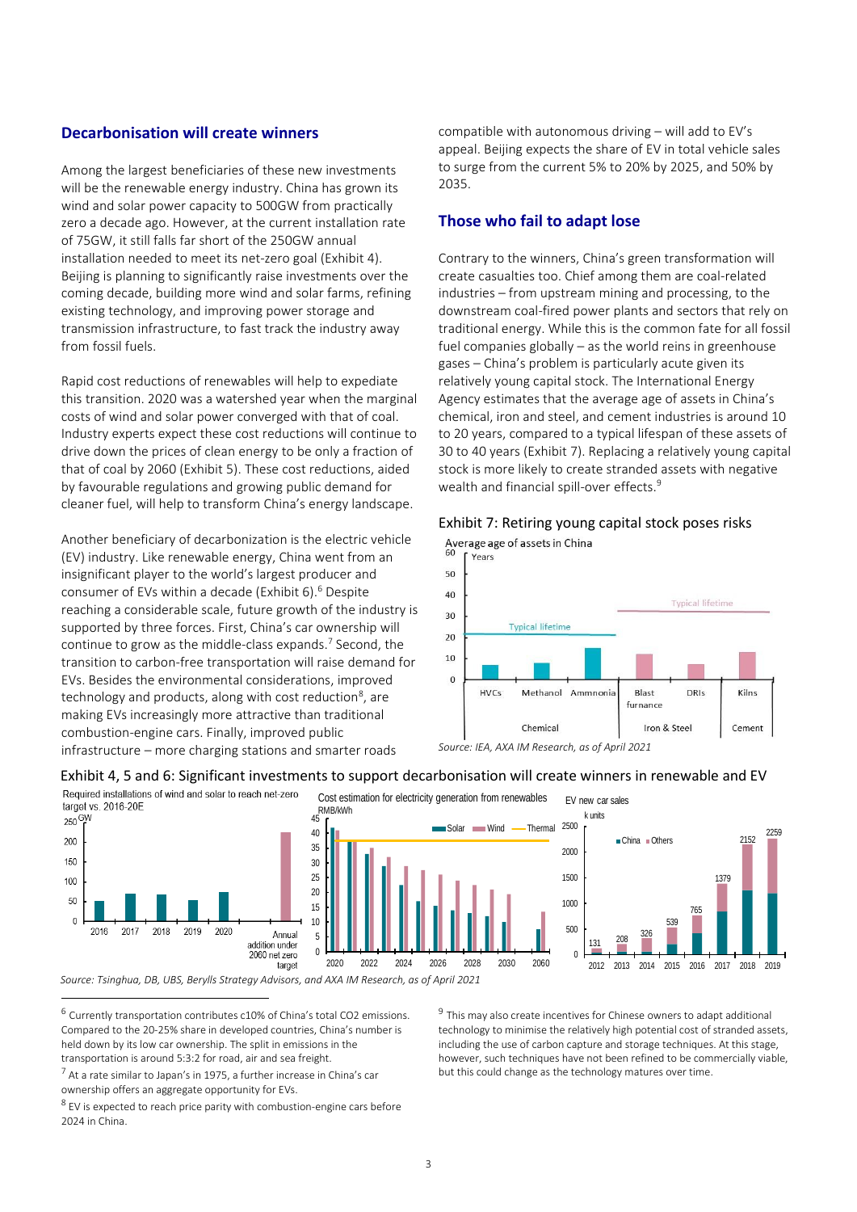## Decarbonisation will create winners

Among the largest beneficiaries of these new investments will be the renewable energy industry. China has grown its wind and solar power capacity to 500GW from practically zero a decade ago. However, at the current installation rate of 75GW, it still falls far short of the 250GW annual installation needed to meet its net-zero goal (Exhibit 4). Beijing is planning to significantly raise investments over the coming decade, building more wind and solar farms, refining existing technology, and improving power storage and transmission infrastructure, to fast track the industry away from fossil fuels.

Rapid cost reductions of renewables will help to expediate this transition. 2020 was a watershed year when the marginal costs of wind and solar power converged with that of coal. Industry experts expect these cost reductions will continue to drive down the prices of clean energy to be only a fraction of that of coal by 2060 (Exhibit 5). These cost reductions, aided by favourable regulations and growing public demand for cleaner fuel, will help to transform China's energy landscape.

Another beneficiary of decarbonization is the electric vehicle (EV) industry. Like renewable energy, China went from an insignificant player to the world's largest producer and consumer of EVs within a decade (Exhibit 6).[6] Despite reaching a considerable scale, future growth of the industry is supported by three forces. First, China's car ownership will continue to grow as the middle-class expands.[7] Second, the transition to carbon-free transportation will raise demand for EVs. Besides the environmental considerations, improved technology and products, along with cost reduction[8], are making EVs increasingly more attractive than traditional combustion-engine cars. Finally, improved public infrastructure – more charging stations and smarter roads compatible with autonomous driving – will add to EV's appeal. Beijing expects the share of EV in total vehicle sales to surge from the current 5% to 20% by 2025, and 50% by 2035.

## Those who fail to adapt lose

Contrary to the winners, China's green transformation will create casualties too. Chief among them are coal-related industries – from upstream mining and processing, to the downstream coal-fired power plants and sectors that rely on traditional energy. While this is the common fate for all fossil fuel companies globally – as the world reins in greenhouse gases – China's problem is particularly acute given its relatively young capital stock. The International Energy Agency estimates that the average age of assets in China's chemical, iron and steel, and cement industries is around 10 to 20 years, compared to a typical lifespan of these assets of 30 to 40 years (Exhibit 7). Replacing a relatively young capital stock is more likely to create stranded assets with negative wealth and financial spill-over effects.[9]

Exhibit 7: Retiring young capital stock poses risks

Average age of assets in China (Years)

Chemical: HVCs, Methanol, Ammnonia (Typical lifetime); Iron & Steel: Blast furnace, DRIs; Cement: Kilns (Typical lifetime)

*Source: IEA, AXA IM Research, as of April 2021*

Exhibit 4, 5 and 6: Significant investments to support decarbonisation will create winners in renewable and EV

Required installations of wind and solar to reach net-zero target vs. 2016-20E (GW)

Cost estimation for electricity generation from renewables (RMB/kWh) – Solar, Wind, Thermal

EV new car sales (k units) – China, Others

| | 2012 | 2013 | 2014 | 2015 | 2016 | 2017 | 2018 | 2019 |
|---|---|---|---|---|---|---|---|---|
| EV new car sales (k units) | 131 | 208 | 326 | 539 | 765 | 1379 | 2152 | 2259 |

*Source: Tsinghua, DB, UBS, Berylls Strategy Advisors, and AXA IM Research, as of April 2021*

[6] Currently transportation contributes c10% of China's total CO2 emissions. Compared to the 20-25% share in developed countries, China's number is held down by its low car ownership. The split in emissions in the transportation is around 5:3:2 for road, air and sea freight.

[7] At a rate similar to Japan's in 1975, a further increase in China's car ownership offers an aggregate opportunity for EVs.

[8] EV is expected to reach price parity with combustion-engine cars before 2024 in China.

[9] This may also create incentives for Chinese owners to adapt additional technology to minimise the relatively high potential cost of stranded assets, including the use of carbon capture and storage techniques. At this stage, however, such techniques have not been refined to be commercially viable, but this could change as the technology matures over time.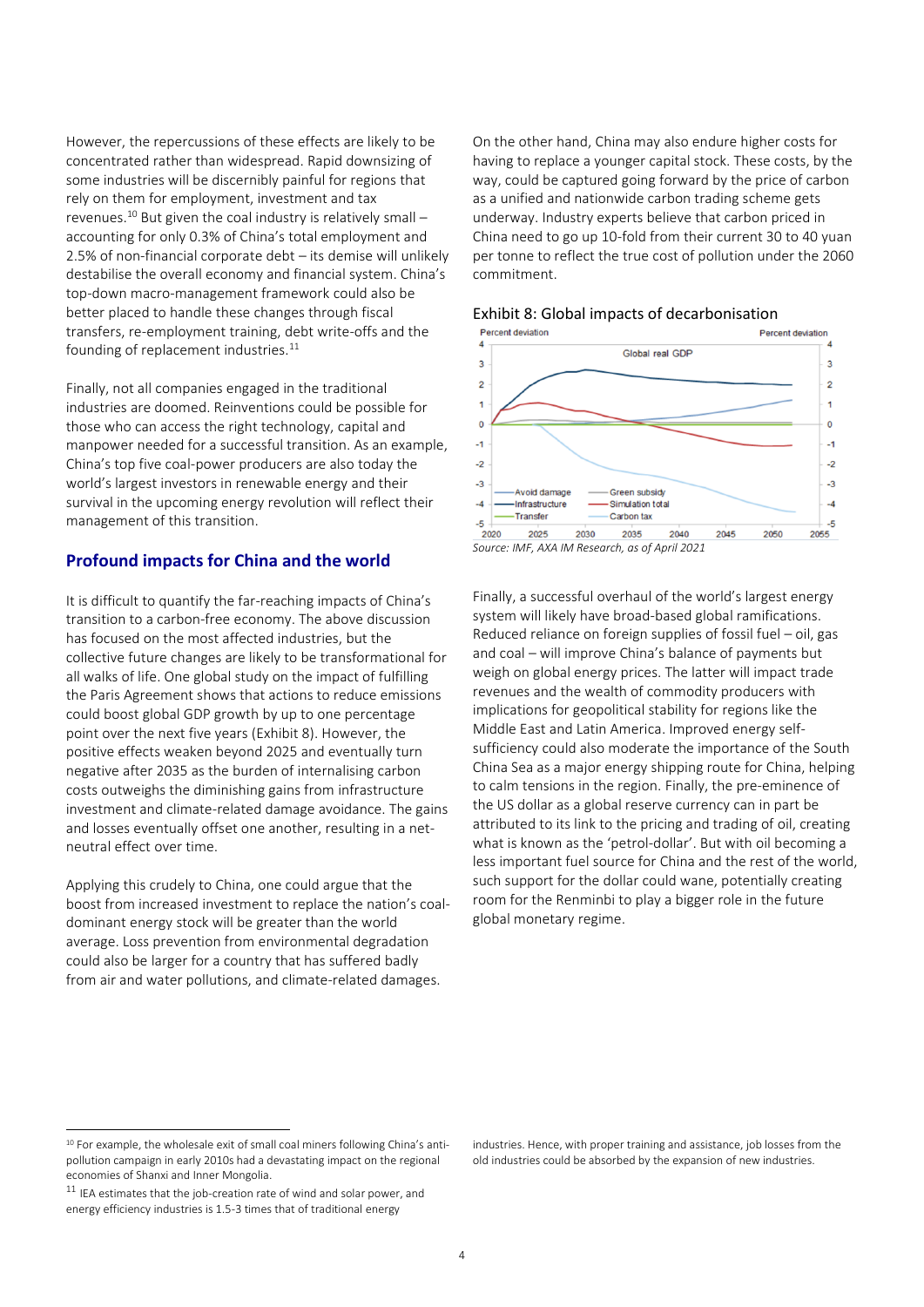However, the repercussions of these effects are likely to be concentrated rather than widespread. Rapid downsizing of some industries will be discernibly painful for regions that rely on them for employment, investment and tax revenues.[10] But given the coal industry is relatively small – accounting for only 0.3% of China's total employment and 2.5% of non-financial corporate debt – its demise will unlikely destabilise the overall economy and financial system. China's top-down macro-management framework could also be better placed to handle these changes through fiscal transfers, re-employment training, debt write-offs and the founding of replacement industries.[11]

Finally, not all companies engaged in the traditional industries are doomed. Reinventions could be possible for those who can access the right technology, capital and manpower needed for a successful transition. As an example, China's top five coal-power producers are also today the world's largest investors in renewable energy and their survival in the upcoming energy revolution will reflect their management of this transition.

## Profound impacts for China and the world

It is difficult to quantify the far-reaching impacts of China's transition to a carbon-free economy. The above discussion has focused on the most affected industries, but the collective future changes are likely to be transformational for all walks of life. One global study on the impact of fulfilling the Paris Agreement shows that actions to reduce emissions could boost global GDP growth by up to one percentage point over the next five years (Exhibit 8). However, the positive effects weaken beyond 2025 and eventually turn negative after 2035 as the burden of internalising carbon costs outweighs the diminishing gains from infrastructure investment and climate-related damage avoidance. The gains and losses eventually offset one another, resulting in a net-neutral effect over time.

Applying this crudely to China, one could argue that the boost from increased investment to replace the nation's coal-dominant energy stock will be greater than the world average. Loss prevention from environmental degradation could also be larger for a country that has suffered badly from air and water pollutions, and climate-related damages.

On the other hand, China may also endure higher costs for having to replace a younger capital stock. These costs, by the way, could be captured going forward by the price of carbon as a unified and nationwide carbon trading scheme gets underway. Industry experts believe that carbon priced in China need to go up 10-fold from their current 30 to 40 yuan per tonne to reflect the true cost of pollution under the 2060 commitment.

Exhibit 8: Global impacts of decarbonisation

*Source: IMF, AXA IM Research, as of April 2021*

Finally, a successful overhaul of the world's largest energy system will likely have broad-based global ramifications. Reduced reliance on foreign supplies of fossil fuel – oil, gas and coal – will improve China's balance of payments but weigh on global energy prices. The latter will impact trade revenues and the wealth of commodity producers with implications for geopolitical stability for regions like the Middle East and Latin America. Improved energy self-sufficiency could also moderate the importance of the South China Sea as a major energy shipping route for China, helping to calm tensions in the region. Finally, the pre-eminence of the US dollar as a global reserve currency can in part be attributed to its link to the pricing and trading of oil, creating what is known as the 'petrol-dollar'. But with oil becoming a less important fuel source for China and the rest of the world, such support for the dollar could wane, potentially creating room for the Renminbi to play a bigger role in the future global monetary regime.

---

[10] For example, the wholesale exit of small coal miners following China's anti-pollution campaign in early 2010s had a devastating impact on the regional economies of Shanxi and Inner Mongolia.

[11] IEA estimates that the job-creation rate of wind and solar power, and energy efficiency industries is 1.5-3 times that of traditional energy industries. Hence, with proper training and assistance, job losses from the old industries could be absorbed by the expansion of new industries.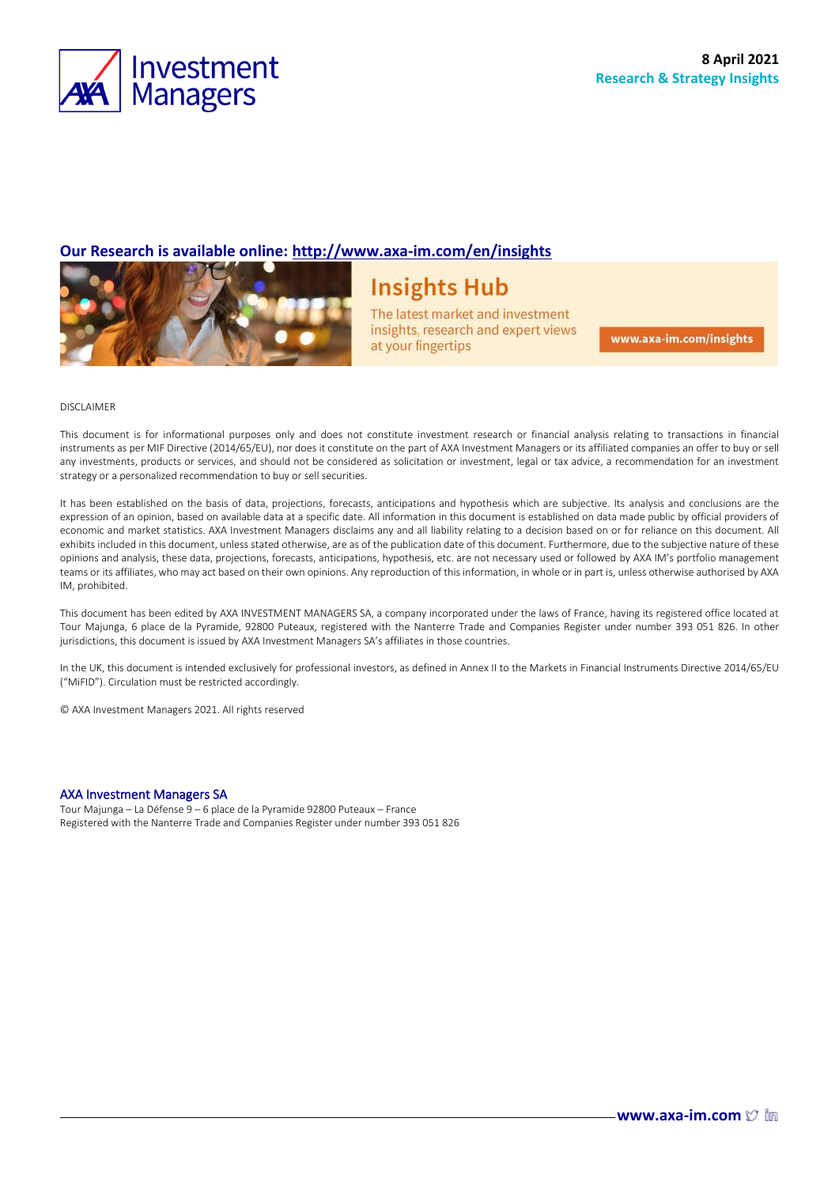**Our Research is available online: http://www.axa-im.com/en/insights**

## Insights Hub

The latest market and investment insights, research and expert views at your fingertips

www.axa-im.com/insights

DISCLAIMER

This document is for informational purposes only and does not constitute investment research or financial analysis relating to transactions in financial instruments as per MIF Directive (2014/65/EU), nor does it constitute on the part of AXA Investment Managers or its affiliated companies an offer to buy or sell any investments, products or services, and should not be considered as solicitation or investment, legal or tax advice, a recommendation for an investment strategy or a personalized recommendation to buy or sell securities.

It has been established on the basis of data, projections, forecasts, anticipations and hypothesis which are subjective. Its analysis and conclusions are the expression of an opinion, based on available data at a specific date. All information in this document is established on data made public by official providers of economic and market statistics. AXA Investment Managers disclaims any and all liability relating to a decision based on or for reliance on this document. All exhibits included in this document, unless stated otherwise, are as of the publication date of this document. Furthermore, due to the subjective nature of these opinions and analysis, these data, projections, forecasts, anticipations, hypothesis, etc. are not necessary used or followed by AXA IM's portfolio management teams or its affiliates, who may act based on their own opinions. Any reproduction of this information, in whole or in part is, unless otherwise authorised by AXA IM, prohibited.

This document has been edited by AXA INVESTMENT MANAGERS SA, a company incorporated under the laws of France, having its registered office located at Tour Majunga, 6 place de la Pyramide, 92800 Puteaux, registered with the Nanterre Trade and Companies Register under number 393 051 826. In other jurisdictions, this document is issued by AXA Investment Managers SA's affiliates in those countries.

In the UK, this document is intended exclusively for professional investors, as defined in Annex II to the Markets in Financial Instruments Directive 2014/65/EU ("MiFID"). Circulation must be restricted accordingly.

© AXA Investment Managers 2021. All rights reserved

AXA Investment Managers SA
Tour Majunga – La Défense 9 – 6 place de la Pyramide 92800 Puteaux – France
Registered with the Nanterre Trade and Companies Register under number 393 051 826